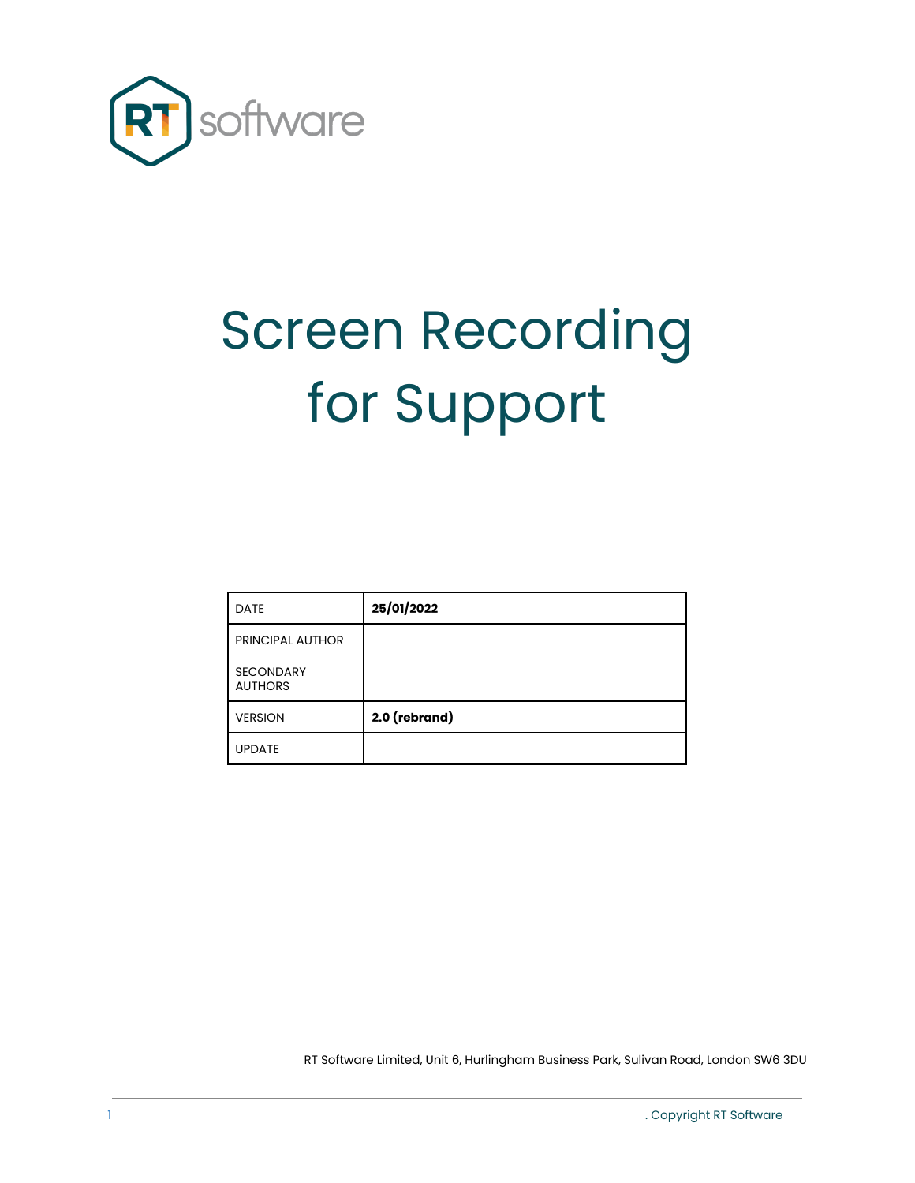# Screen Recording for Support

| DATE | **25/01/2022** |
|---|---|
| PRINCIPAL AUTHOR | |
| SECONDARY AUTHORS | |
| VERSION | **2.0 (rebrand)** |
| UPDATE | |

RT Software Limited, Unit 6, Hurlingham Business Park, Sulivan Road, London SW6 3DU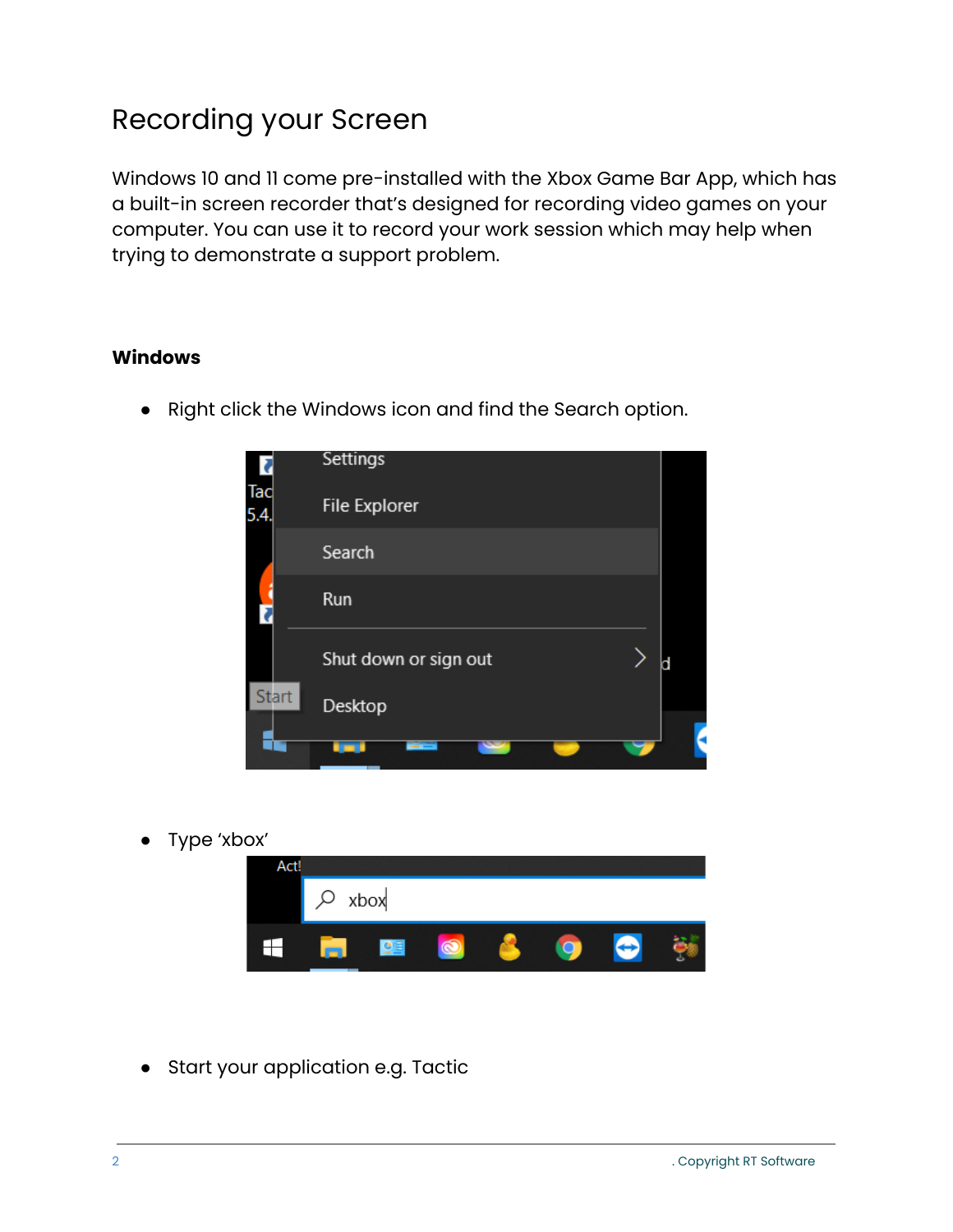# Recording your Screen

Windows 10 and 11 come pre-installed with the Xbox Game Bar App, which has a built-in screen recorder that's designed for recording video games on your computer. You can use it to record your work session which may help when trying to demonstrate a support problem.

**Windows**

- Right click the Windows icon and find the Search option.

- Type 'xbox'

- Start your application e.g. Tactic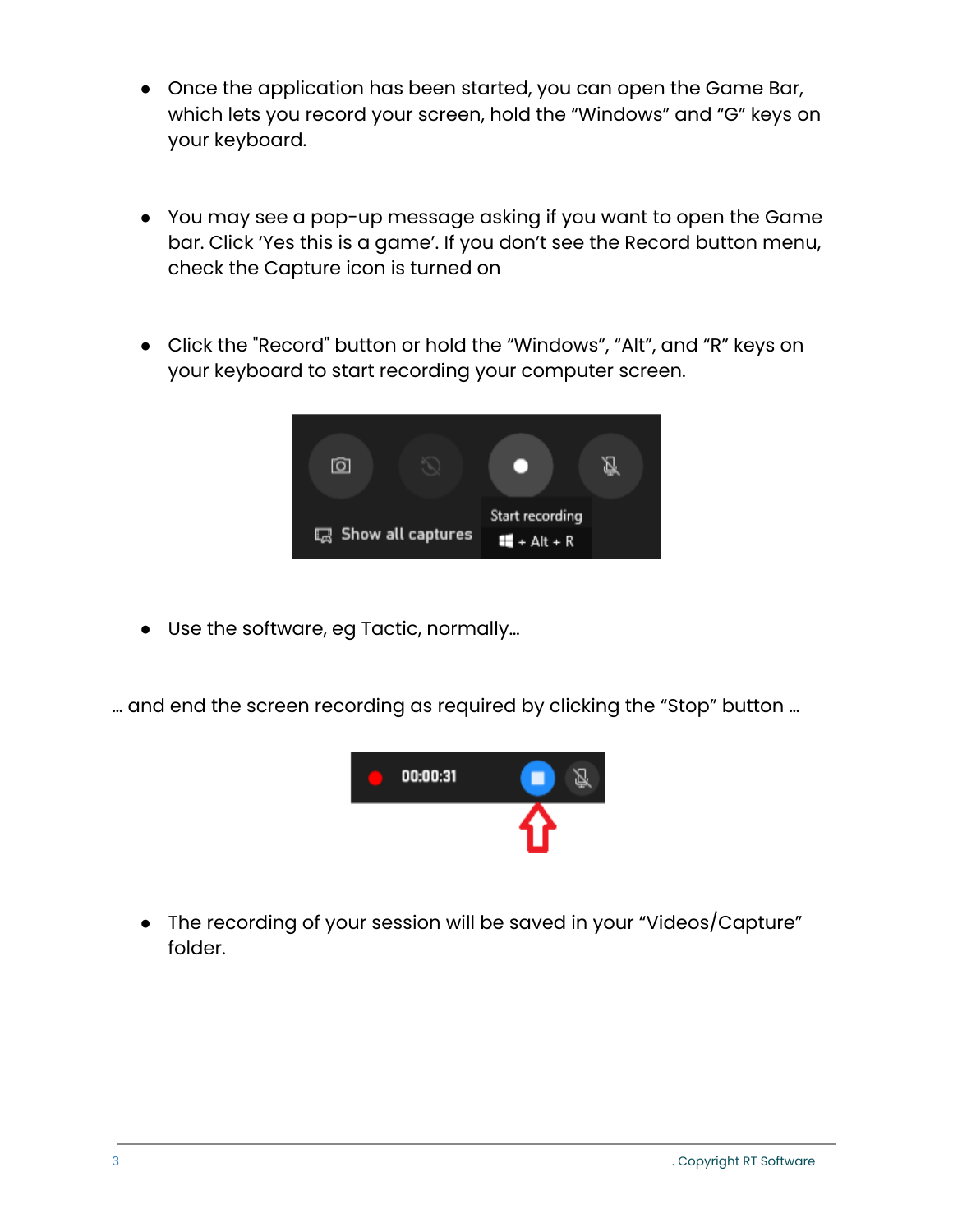- Once the application has been started, you can open the Game Bar, which lets you record your screen, hold the "Windows" and "G" keys on your keyboard.

- You may see a pop-up message asking if you want to open the Game bar. Click 'Yes this is a game'. If you don't see the Record button menu, check the Capture icon is turned on

- Click the "Record" button or hold the "Windows", "Alt", and "R" keys on your keyboard to start recording your computer screen.

- Use the software, eg Tactic, normally…

… and end the screen recording as required by clicking the "Stop" button …

- The recording of your session will be saved in your "Videos/Capture" folder.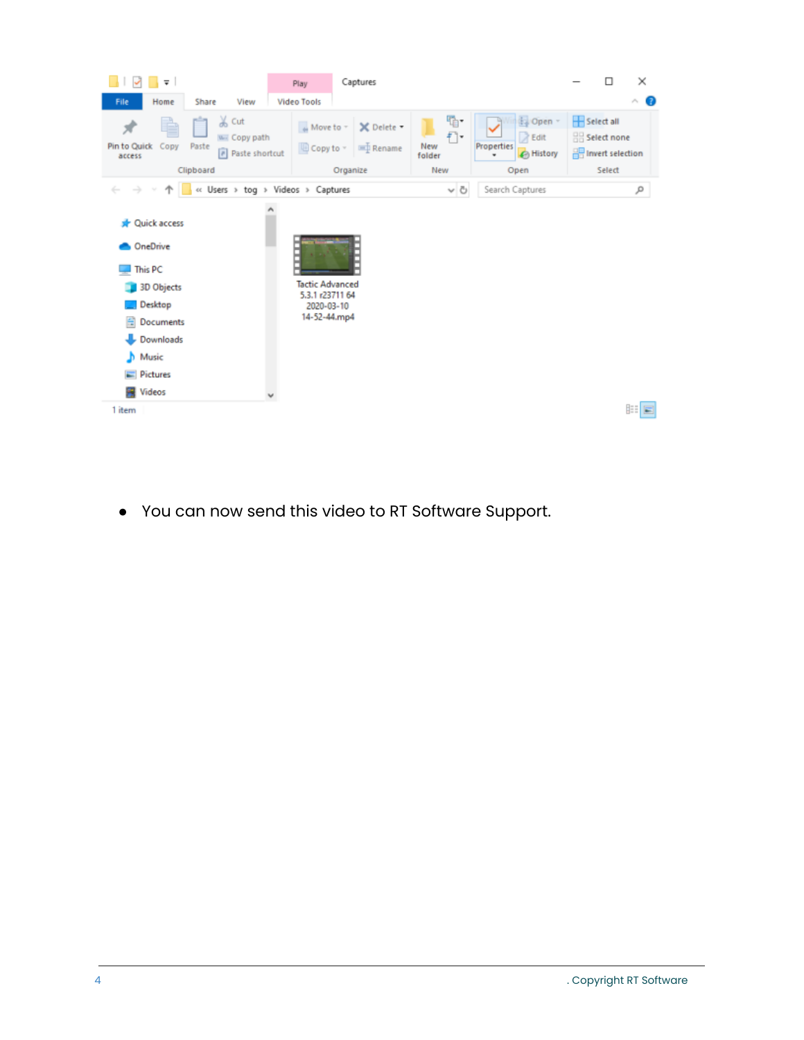- You can now send this video to RT Software Support.